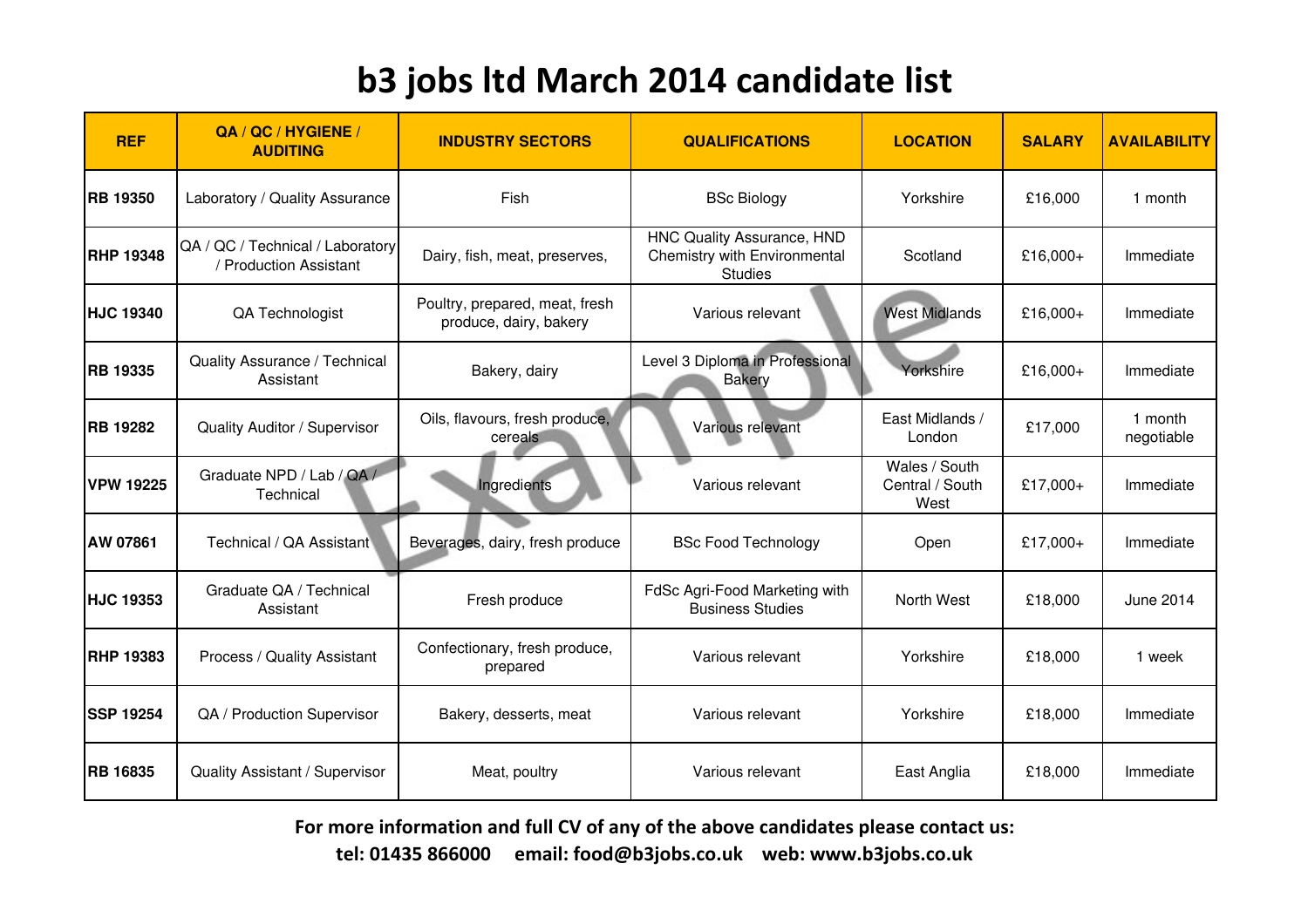# b3 jobs ltd March 2014 candidate list

| REF | QA / QC / HYGIENE / AUDITING | INDUSTRY SECTORS | QUALIFICATIONS | LOCATION | SALARY | AVAILABILITY |
|---|---|---|---|---|---|---|
| RB 19350 | Laboratory / Quality Assurance | Fish | BSc Biology | Yorkshire | £16,000 | 1 month |
| RHP 19348 | QA / QC / Technical / Laboratory / Production Assistant | Dairy, fish, meat, preserves, | HNC Quality Assurance, HND Chemistry with Environmental Studies | Scotland | £16,000+ | Immediate |
| HJC 19340 | QA Technologist | Poultry, prepared, meat, fresh produce, dairy, bakery | Various relevant | West Midlands | £16,000+ | Immediate |
| RB 19335 | Quality Assurance / Technical Assistant | Bakery, dairy | Level 3 Diploma in Professional Bakery | Yorkshire | £16,000+ | Immediate |
| RB 19282 | Quality Auditor / Supervisor | Oils, flavours, fresh produce, cereals | Various relevant | East Midlands / London | £17,000 | 1 month negotiable |
| VPW 19225 | Graduate NPD / Lab / QA / Technical | Ingredients | Various relevant | Wales / South Central / South West | £17,000+ | Immediate |
| AW 07861 | Technical / QA Assistant | Beverages, dairy, fresh produce | BSc Food Technology | Open | £17,000+ | Immediate |
| HJC 19353 | Graduate QA / Technical Assistant | Fresh produce | FdSc Agri-Food Marketing with Business Studies | North West | £18,000 | June 2014 |
| RHP 19383 | Process / Quality Assistant | Confectionary, fresh produce, prepared | Various relevant | Yorkshire | £18,000 | 1 week |
| SSP 19254 | QA / Production Supervisor | Bakery, desserts, meat | Various relevant | Yorkshire | £18,000 | Immediate |
| RB 16835 | Quality Assistant / Supervisor | Meat, poultry | Various relevant | East Anglia | £18,000 | Immediate |

**For more information and full CV of any of the above candidates please contact us:**

**tel: 01435 866000 email: food@b3jobs.co.uk web: www.b3jobs.co.uk**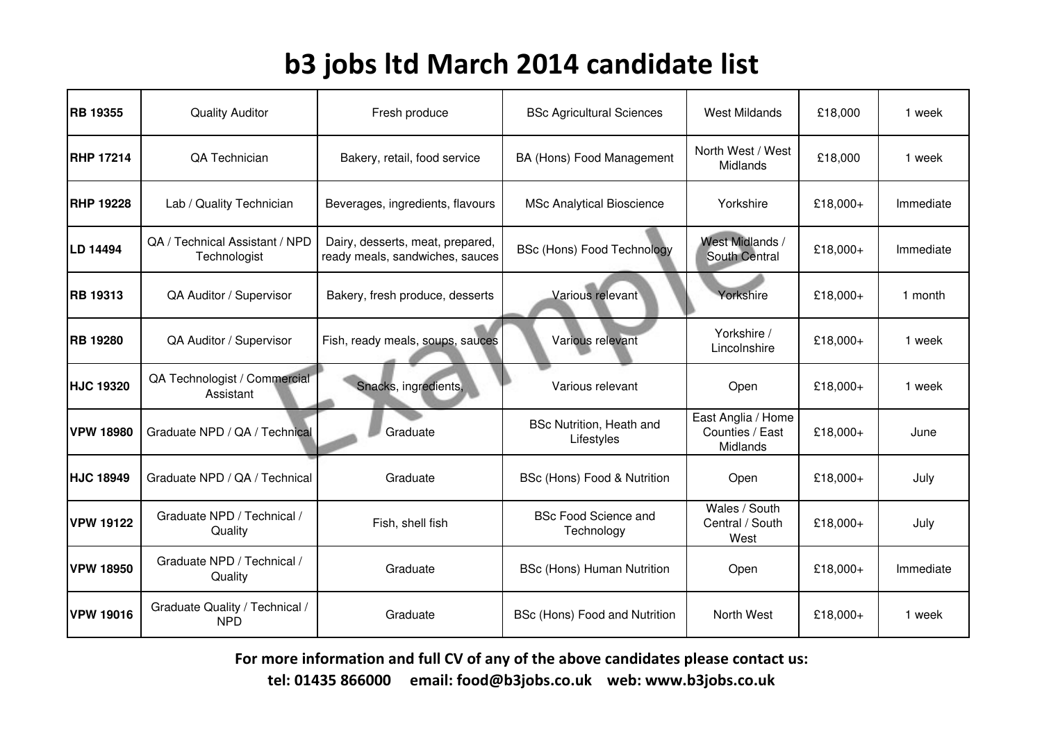# b3 jobs ltd March 2014 candidate list

| | | | | | | |
|---|---|---|---|---|---|---|
| **RB 19355** | Quality Auditor | Fresh produce | BSc Agricultural Sciences | West Mildands | £18,000 | 1 week |
| **RHP 17214** | QA Technician | Bakery, retail, food service | BA (Hons) Food Management | North West / West Midlands | £18,000 | 1 week |
| **RHP 19228** | Lab / Quality Technician | Beverages, ingredients, flavours | MSc Analytical Bioscience | Yorkshire | £18,000+ | Immediate |
| **LD 14494** | QA / Technical Assistant / NPD Technologist | Dairy, desserts, meat, prepared, ready meals, sandwiches, sauces | BSc (Hons) Food Technology | West Midlands / South Central | £18,000+ | Immediate |
| **RB 19313** | QA Auditor / Supervisor | Bakery, fresh produce, desserts | Various relevant | Yorkshire | £18,000+ | 1 month |
| **RB 19280** | QA Auditor / Supervisor | Fish, ready meals, soups, sauces | Various relevant | Yorkshire / Lincolnshire | £18,000+ | 1 week |
| **HJC 19320** | QA Technologist / Commercial Assistant | Snacks, ingredients, | Various relevant | Open | £18,000+ | 1 week |
| **VPW 18980** | Graduate NPD / QA / Technical | Graduate | BSc Nutrition, Heath and Lifestyles | East Anglia / Home Counties / East Midlands | £18,000+ | June |
| **HJC 18949** | Graduate NPD / QA / Technical | Graduate | BSc (Hons) Food & Nutrition | Open | £18,000+ | July |
| **VPW 19122** | Graduate NPD / Technical / Quality | Fish, shell fish | BSc Food Science and Technology | Wales / South Central / South West | £18,000+ | July |
| **VPW 18950** | Graduate NPD / Technical / Quality | Graduate | BSc (Hons) Human Nutrition | Open | £18,000+ | Immediate |
| **VPW 19016** | Graduate Quality / Technical / NPD | Graduate | BSc (Hons) Food and Nutrition | North West | £18,000+ | 1 week |

**For more information and full CV of any of the above candidates please contact us:**

**tel: 01435 866000 email: food@b3jobs.co.uk web: www.b3jobs.co.uk**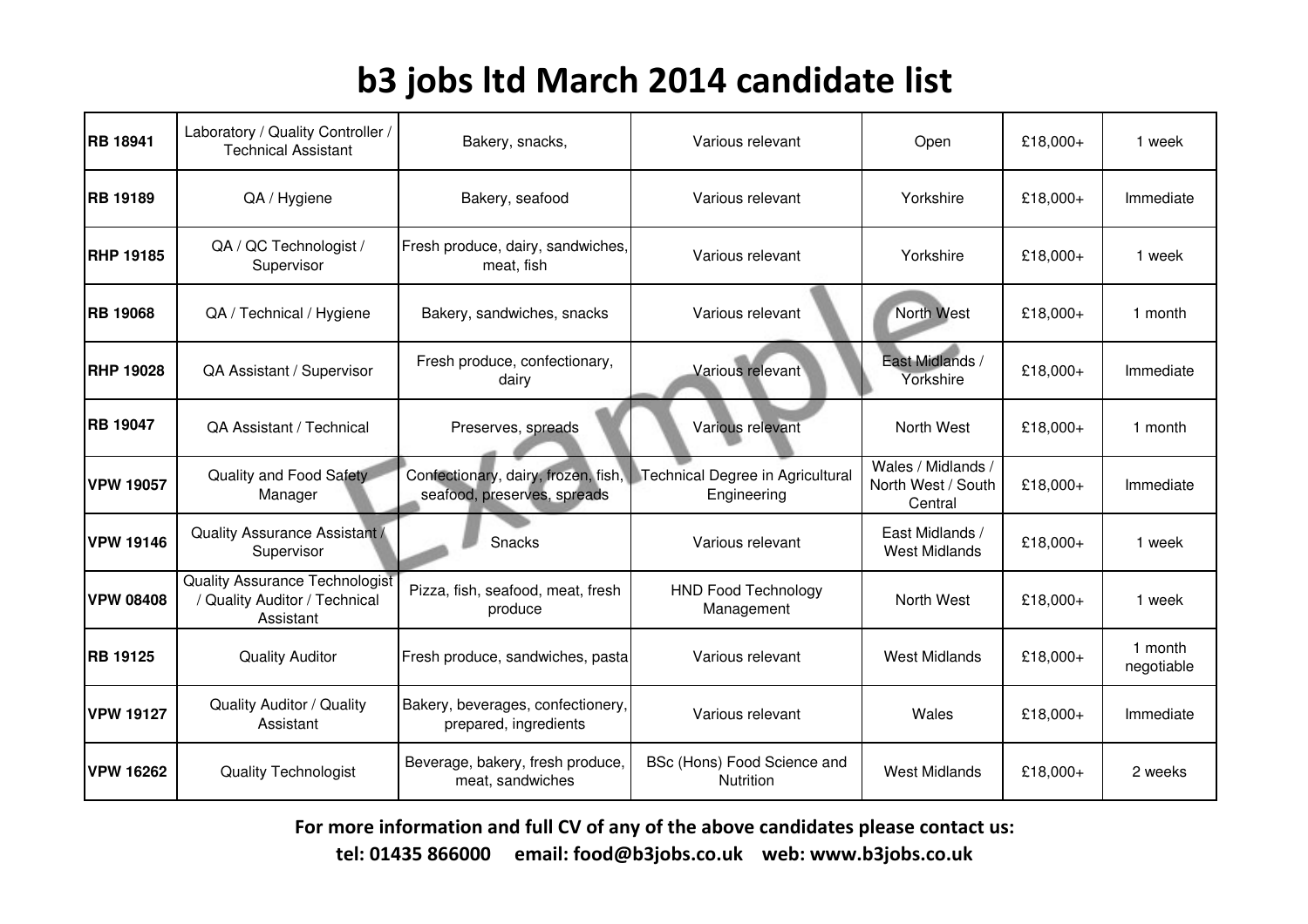# b3 jobs ltd March 2014 candidate list

| | | | | | | |
|---|---|---|---|---|---|---|
| **RB 18941** | Laboratory / Quality Controller / Technical Assistant | Bakery, snacks, | Various relevant | Open | £18,000+ | 1 week |
| **RB 19189** | QA / Hygiene | Bakery, seafood | Various relevant | Yorkshire | £18,000+ | Immediate |
| **RHP 19185** | QA / QC Technologist / Supervisor | Fresh produce, dairy, sandwiches, meat, fish | Various relevant | Yorkshire | £18,000+ | 1 week |
| **RB 19068** | QA / Technical / Hygiene | Bakery, sandwiches, snacks | Various relevant | North West | £18,000+ | 1 month |
| **RHP 19028** | QA Assistant / Supervisor | Fresh produce, confectionary, dairy | Various relevant | East Midlands / Yorkshire | £18,000+ | Immediate |
| **RB 19047** | QA Assistant / Technical | Preserves, spreads | Various relevant | North West | £18,000+ | 1 month |
| **VPW 19057** | Quality and Food Safety Manager | Confectionary, dairy, frozen, fish, seafood, preserves, spreads | Technical Degree in Agricultural Engineering | Wales / Midlands / North West / South Central | £18,000+ | Immediate |
| **VPW 19146** | Quality Assurance Assistant / Supervisor | Snacks | Various relevant | East Midlands / West Midlands | £18,000+ | 1 week |
| **VPW 08408** | Quality Assurance Technologist / Quality Auditor / Technical Assistant | Pizza, fish, seafood, meat, fresh produce | HND Food Technology Management | North West | £18,000+ | 1 week |
| **RB 19125** | Quality Auditor | Fresh produce, sandwiches, pasta | Various relevant | West Midlands | £18,000+ | 1 month negotiable |
| **VPW 19127** | Quality Auditor / Quality Assistant | Bakery, beverages, confectionery, prepared, ingredients | Various relevant | Wales | £18,000+ | Immediate |
| **VPW 16262** | Quality Technologist | Beverage, bakery, fresh produce, meat, sandwiches | BSc (Hons) Food Science and Nutrition | West Midlands | £18,000+ | 2 weeks |

**For more information and full CV of any of the above candidates please contact us:**

**tel: 01435 866000 email: food@b3jobs.co.uk web: www.b3jobs.co.uk**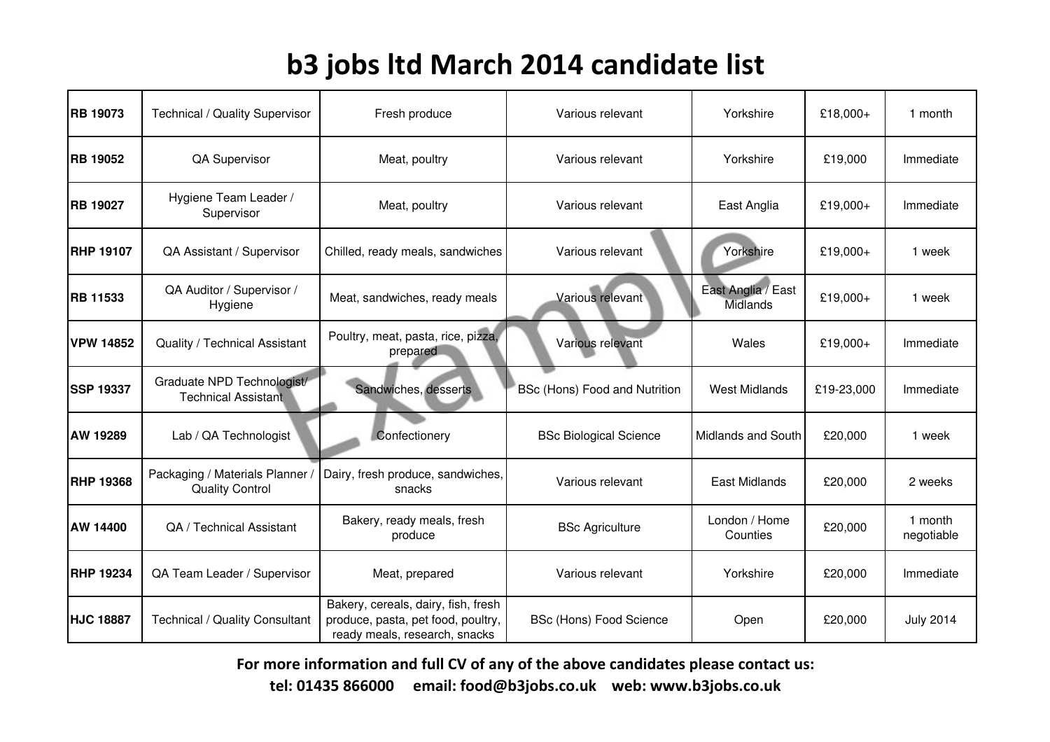# b3 jobs ltd March 2014 candidate list

| | | | | | | |
|---|---|---|---|---|---|---|
| **RB 19073** | Technical / Quality Supervisor | Fresh produce | Various relevant | Yorkshire | £18,000+ | 1 month |
| **RB 19052** | QA Supervisor | Meat, poultry | Various relevant | Yorkshire | £19,000 | Immediate |
| **RB 19027** | Hygiene Team Leader / Supervisor | Meat, poultry | Various relevant | East Anglia | £19,000+ | Immediate |
| **RHP 19107** | QA Assistant / Supervisor | Chilled, ready meals, sandwiches | Various relevant | Yorkshire | £19,000+ | 1 week |
| **RB 11533** | QA Auditor / Supervisor / Hygiene | Meat, sandwiches, ready meals | Various relevant | East Anglia / East Midlands | £19,000+ | 1 week |
| **VPW 14852** | Quality / Technical Assistant | Poultry, meat, pasta, rice, pizza, prepared | Various relevant | Wales | £19,000+ | Immediate |
| **SSP 19337** | Graduate NPD Technologist/ Technical Assistant | Sandwiches, desserts | BSc (Hons) Food and Nutrition | West Midlands | £19-23,000 | Immediate |
| **AW 19289** | Lab / QA Technologist | Confectionery | BSc Biological Science | Midlands and South | £20,000 | 1 week |
| **RHP 19368** | Packaging / Materials Planner / Quality Control | Dairy, fresh produce, sandwiches, snacks | Various relevant | East Midlands | £20,000 | 2 weeks |
| **AW 14400** | QA / Technical Assistant | Bakery, ready meals, fresh produce | BSc Agriculture | London / Home Counties | £20,000 | 1 month negotiable |
| **RHP 19234** | QA Team Leader / Supervisor | Meat, prepared | Various relevant | Yorkshire | £20,000 | Immediate |
| **HJC 18887** | Technical / Quality Consultant | Bakery, cereals, dairy, fish, fresh produce, pasta, pet food, poultry, ready meals, research, snacks | BSc (Hons) Food Science | Open | £20,000 | July 2014 |

**For more information and full CV of any of the above candidates please contact us:**

**tel: 01435 866000 email: food@b3jobs.co.uk web: www.b3jobs.co.uk**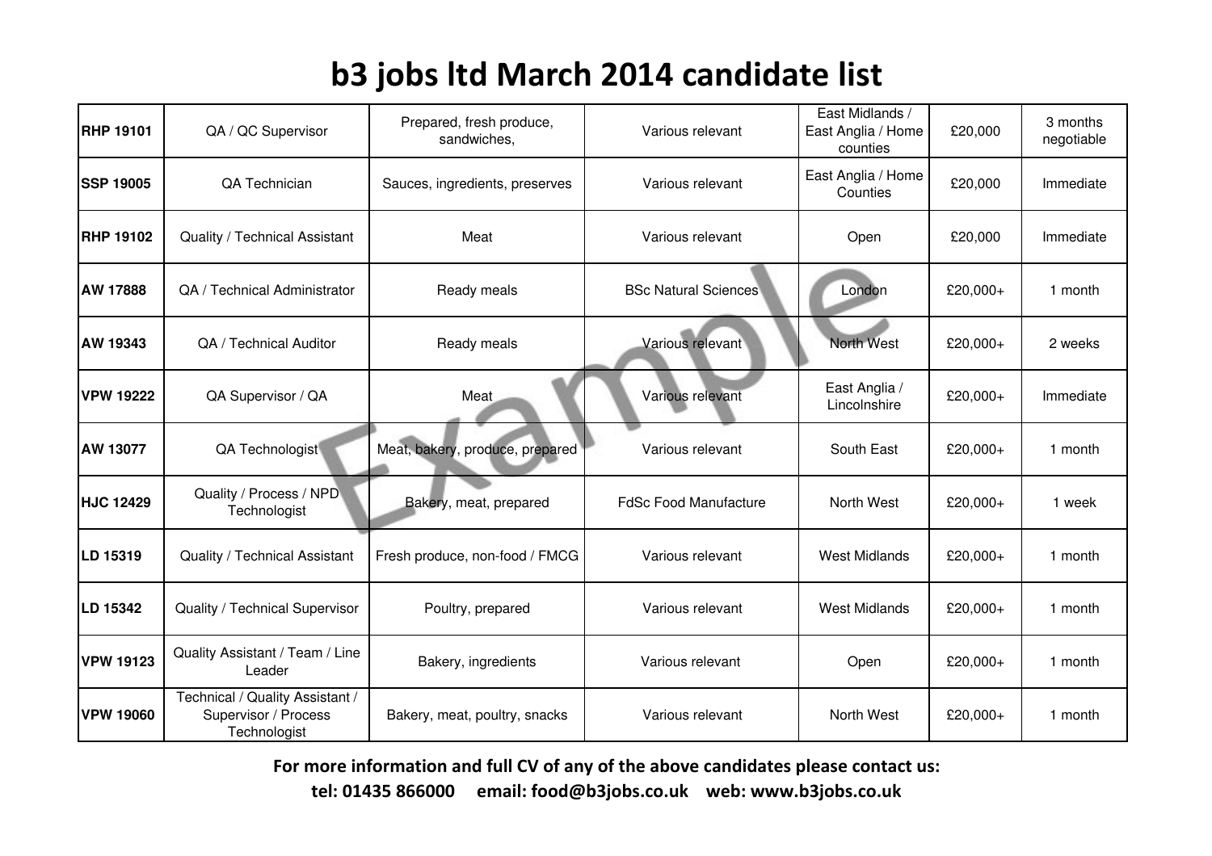# b3 jobs ltd March 2014 candidate list

| | | | | | | |
|---|---|---|---|---|---|---|
| **RHP 19101** | QA / QC Supervisor | Prepared, fresh produce, sandwiches, | Various relevant | East Midlands / East Anglia / Home counties | £20,000 | 3 months negotiable |
| **SSP 19005** | QA Technician | Sauces, ingredients, preserves | Various relevant | East Anglia / Home Counties | £20,000 | Immediate |
| **RHP 19102** | Quality / Technical Assistant | Meat | Various relevant | Open | £20,000 | Immediate |
| **AW 17888** | QA / Technical Administrator | Ready meals | BSc Natural Sciences | London | £20,000+ | 1 month |
| **AW 19343** | QA / Technical Auditor | Ready meals | Various relevant | North West | £20,000+ | 2 weeks |
| **VPW 19222** | QA Supervisor / QA | Meat | Various relevant | East Anglia / Lincolnshire | £20,000+ | Immediate |
| **AW 13077** | QA Technologist | Meat, bakery, produce, prepared | Various relevant | South East | £20,000+ | 1 month |
| **HJC 12429** | Quality / Process / NPD Technologist | Bakery, meat, prepared | FdSc Food Manufacture | North West | £20,000+ | 1 week |
| **LD 15319** | Quality / Technical Assistant | Fresh produce, non-food / FMCG | Various relevant | West Midlands | £20,000+ | 1 month |
| **LD 15342** | Quality / Technical Supervisor | Poultry, prepared | Various relevant | West Midlands | £20,000+ | 1 month |
| **VPW 19123** | Quality Assistant / Team / Line Leader | Bakery, ingredients | Various relevant | Open | £20,000+ | 1 month |
| **VPW 19060** | Technical / Quality Assistant / Supervisor / Process Technologist | Bakery, meat, poultry, snacks | Various relevant | North West | £20,000+ | 1 month |

**For more information and full CV of any of the above candidates please contact us:**

**tel: 01435 866000 email: food@b3jobs.co.uk web: www.b3jobs.co.uk**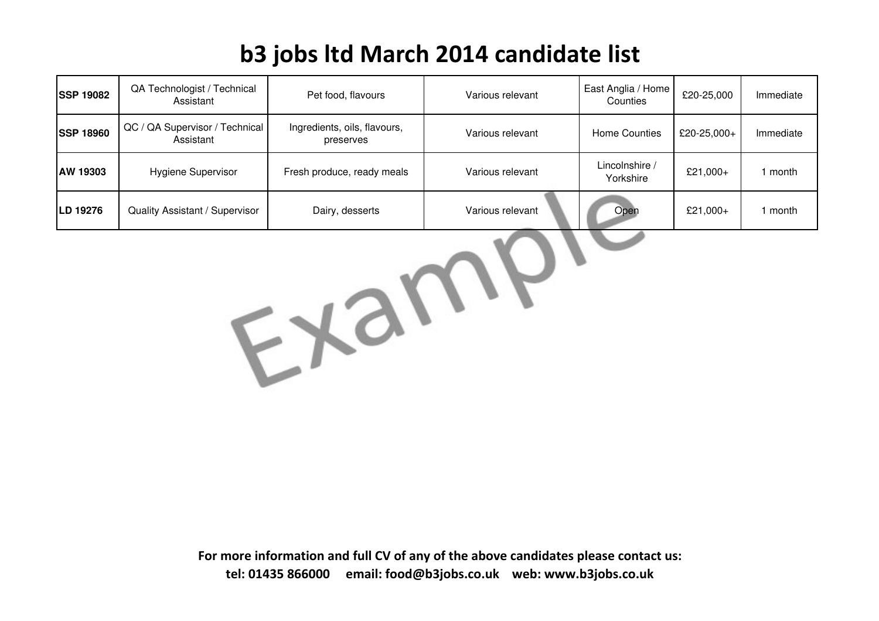# b3 jobs ltd March 2014 candidate list

| | | | | | | |
|---|---|---|---|---|---|---|
| **SSP 19082** | QA Technologist / Technical Assistant | Pet food, flavours | Various relevant | East Anglia / Home Counties | £20-25,000 | Immediate |
| **SSP 18960** | QC / QA Supervisor / Technical Assistant | Ingredients, oils, flavours, preserves | Various relevant | Home Counties | £20-25,000+ | Immediate |
| **AW 19303** | Hygiene Supervisor | Fresh produce, ready meals | Various relevant | Lincolnshire / Yorkshire | £21,000+ | 1 month |
| **LD 19276** | Quality Assistant / Supervisor | Dairy, desserts | Various relevant | Open | £21,000+ | 1 month |

Example

**For more information and full CV of any of the above candidates please contact us:**
**tel: 01435 866000 email: food@b3jobs.co.uk web: www.b3jobs.co.uk**